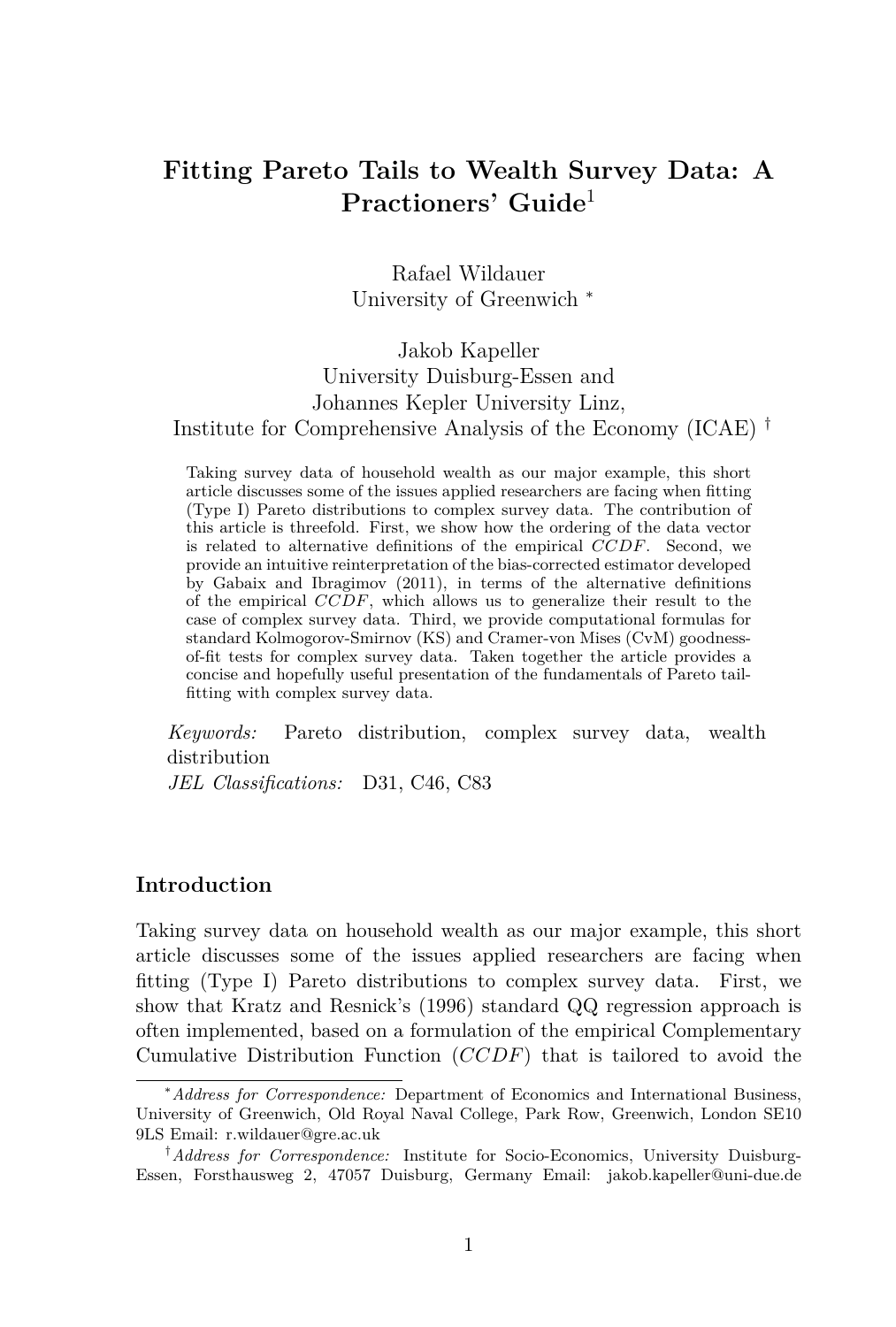# Fitting Pareto Tails to Wealth Survey Data: A Practioners' Guide[1]

Rafael Wildauer
University of Greenwich [*]

Jakob Kapeller
University Duisburg-Essen and
Johannes Kepler University Linz,
Institute for Comprehensive Analysis of the Economy (ICAE) [†]

Taking survey data of household wealth as our major example, this short article discusses some of the issues applied researchers are facing when fitting (Type I) Pareto distributions to complex survey data. The contribution of this article is threefold. First, we show how the ordering of the data vector is related to alternative definitions of the empirical $CCDF$. Second, we provide an intuitive reinterpretation of the bias-corrected estimator developed by Gabaix and Ibragimov (2011), in terms of the alternative definitions of the empirical $CCDF$, which allows us to generalize their result to the case of complex survey data. Third, we provide computational formulas for standard Kolmogorov-Smirnov (KS) and Cramer-von Mises (CvM) goodness-of-fit tests for complex survey data. Taken together the article provides a concise and hopefully useful presentation of the fundamentals of Pareto tail-fitting with complex survey data.

*Keywords:* Pareto distribution, complex survey data, wealth distribution
*JEL Classifications:* D31, C46, C83

## Introduction

Taking survey data on household wealth as our major example, this short article discusses some of the issues applied researchers are facing when fitting (Type I) Pareto distributions to complex survey data. First, we show that Kratz and Resnick's (1996) standard QQ regression approach is often implemented, based on a formulation of the empirical Complementary Cumulative Distribution Function ($CCDF$) that is tailored to avoid the

[*] *Address for Correspondence:* Department of Economics and International Business, University of Greenwich, Old Royal Naval College, Park Row, Greenwich, London SE10 9LS Email: r.wildauer@gre.ac.uk

[†] *Address for Correspondence:* Institute for Socio-Economics, University Duisburg-Essen, Forsthausweg 2, 47057 Duisburg, Germany Email: jakob.kapeller@uni-due.de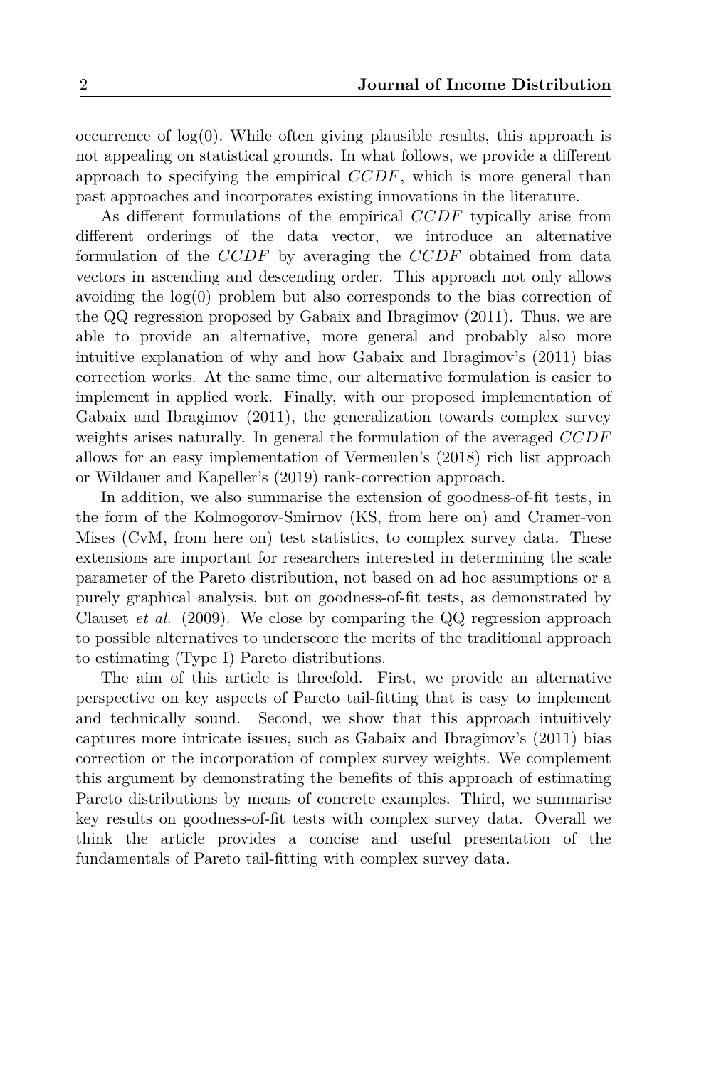occurrence of log(0). While often giving plausible results, this approach is not appealing on statistical grounds. In what follows, we provide a different approach to specifying the empirical $CCDF$, which is more general than past approaches and incorporates existing innovations in the literature.

As different formulations of the empirical $CCDF$ typically arise from different orderings of the data vector, we introduce an alternative formulation of the $CCDF$ by averaging the $CCDF$ obtained from data vectors in ascending and descending order. This approach not only allows avoiding the log(0) problem but also corresponds to the bias correction of the QQ regression proposed by Gabaix and Ibragimov (2011). Thus, we are able to provide an alternative, more general and probably also more intuitive explanation of why and how Gabaix and Ibragimov's (2011) bias correction works. At the same time, our alternative formulation is easier to implement in applied work. Finally, with our proposed implementation of Gabaix and Ibragimov (2011), the generalization towards complex survey weights arises naturally. In general the formulation of the averaged $CCDF$ allows for an easy implementation of Vermeulen's (2018) rich list approach or Wildauer and Kapeller's (2019) rank-correction approach.

In addition, we also summarise the extension of goodness-of-fit tests, in the form of the Kolmogorov-Smirnov (KS, from here on) and Cramer-von Mises (CvM, from here on) test statistics, to complex survey data. These extensions are important for researchers interested in determining the scale parameter of the Pareto distribution, not based on ad hoc assumptions or a purely graphical analysis, but on goodness-of-fit tests, as demonstrated by Clauset *et al.* (2009). We close by comparing the QQ regression approach to possible alternatives to underscore the merits of the traditional approach to estimating (Type I) Pareto distributions.

The aim of this article is threefold. First, we provide an alternative perspective on key aspects of Pareto tail-fitting that is easy to implement and technically sound. Second, we show that this approach intuitively captures more intricate issues, such as Gabaix and Ibragimov's (2011) bias correction or the incorporation of complex survey weights. We complement this argument by demonstrating the benefits of this approach of estimating Pareto distributions by means of concrete examples. Third, we summarise key results on goodness-of-fit tests with complex survey data. Overall we think the article provides a concise and useful presentation of the fundamentals of Pareto tail-fitting with complex survey data.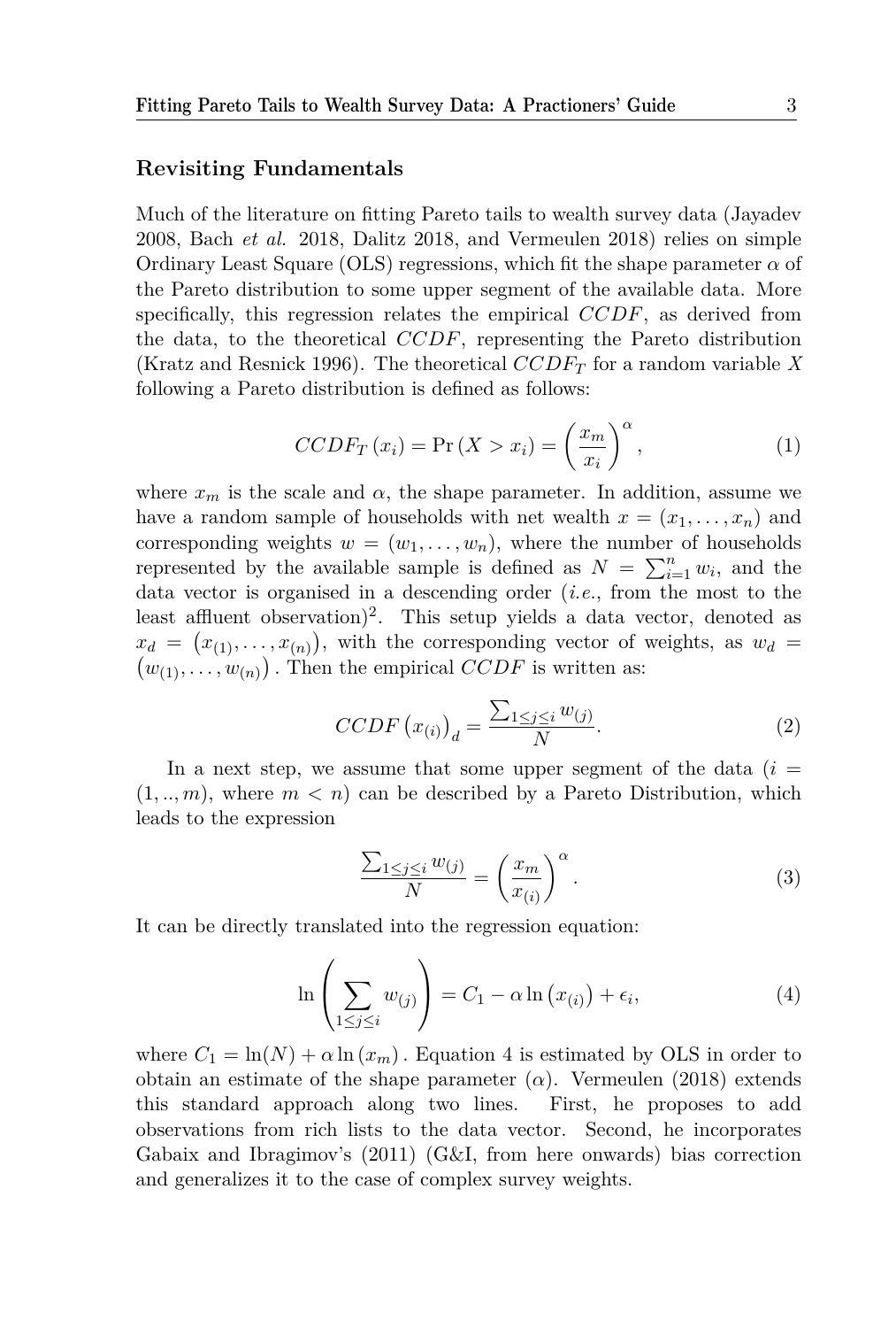## Revisiting Fundamentals

Much of the literature on fitting Pareto tails to wealth survey data (Jayadev 2008, Bach *et al.* 2018, Dalitz 2018, and Vermeulen 2018) relies on simple Ordinary Least Square (OLS) regressions, which fit the shape parameter $\alpha$ of the Pareto distribution to some upper segment of the available data. More specifically, this regression relates the empirical $CCDF$, as derived from the data, to the theoretical $CCDF$, representing the Pareto distribution (Kratz and Resnick 1996). The theoretical $CCDF_T$ for a random variable $X$ following a Pareto distribution is defined as follows:

$$CCDF_T\left(x_i\right) = \Pr\left(X > x_i\right) = \left(\frac{x_m}{x_i}\right)^{\alpha}, \tag{1}$$

where $x_m$ is the scale and $\alpha$, the shape parameter. In addition, assume we have a random sample of households with net wealth $x = (x_1, \ldots, x_n)$ and corresponding weights $w = (w_1, \ldots, w_n)$, where the number of households represented by the available sample is defined as $N = \sum_{i=1}^{n} w_i$, and the data vector is organised in a descending order (*i.e.*, from the most to the least affluent observation)[2]. This setup yields a data vector, denoted as $x_d = \left(x_{(1)}, \ldots, x_{(n)}\right)$, with the corresponding vector of weights, as $w_d = \left(w_{(1)}, \ldots, w_{(n)}\right)$. Then the empirical $CCDF$ is written as:

$$CCDF\left(x_{(i)}\right)_d = \frac{\sum_{1 \leq j \leq i} w_{(j)}}{N}. \tag{2}$$

In a next step, we assume that some upper segment of the data ($i = (1, .., m)$, where $m < n$) can be described by a Pareto Distribution, which leads to the expression

$$\frac{\sum_{1 \leq j \leq i} w_{(j)}}{N} = \left(\frac{x_m}{x_{(i)}}\right)^{\alpha}. \tag{3}$$

It can be directly translated into the regression equation:

$$\ln\left(\sum_{1 \leq j \leq i} w_{(j)}\right) = C_1 - \alpha \ln\left(x_{(i)}\right) + \epsilon_i, \tag{4}$$

where $C_1 = \ln(N) + \alpha \ln\left(x_m\right)$. Equation 4 is estimated by OLS in order to obtain an estimate of the shape parameter ($\alpha$). Vermeulen (2018) extends this standard approach along two lines. First, he proposes to add observations from rich lists to the data vector. Second, he incorporates Gabaix and Ibragimov's (2011) (G&I, from here onwards) bias correction and generalizes it to the case of complex survey weights.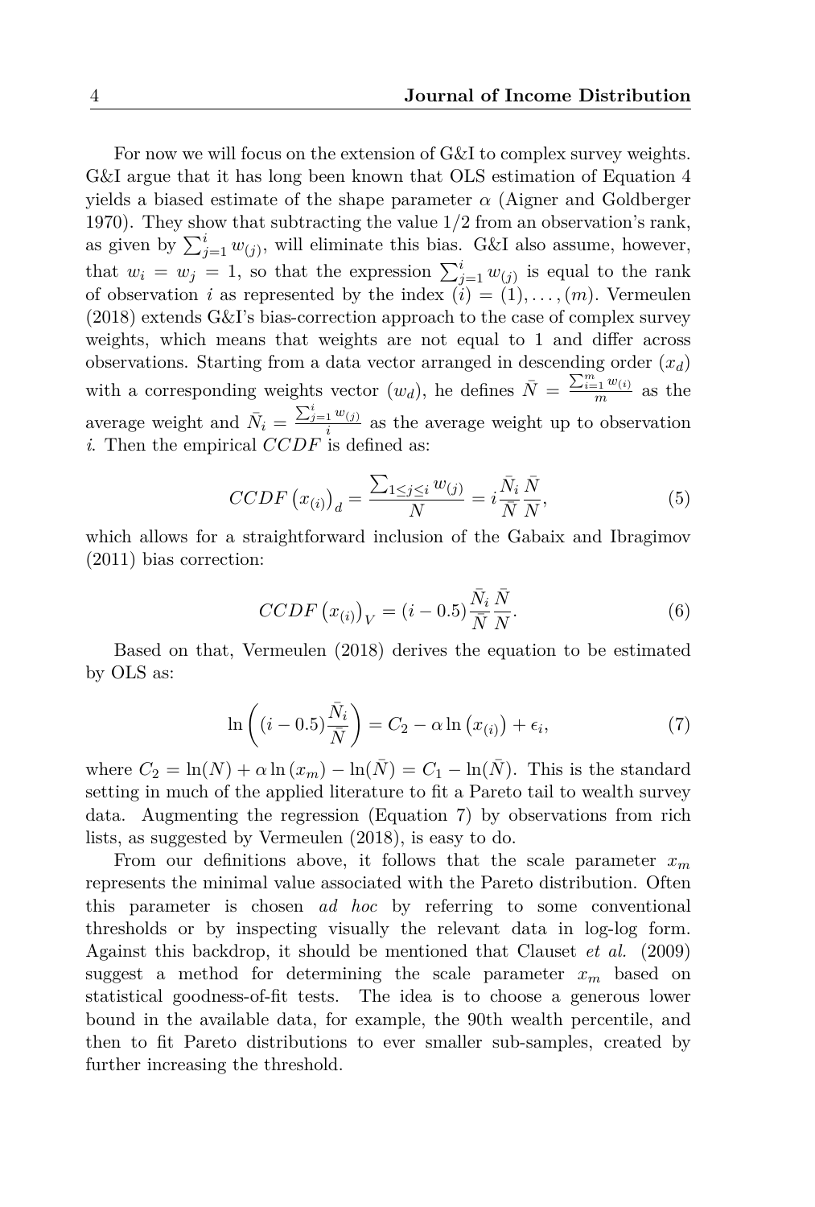For now we will focus on the extension of G&I to complex survey weights. G&I argue that it has long been known that OLS estimation of Equation 4 yields a biased estimate of the shape parameter $\alpha$ (Aigner and Goldberger 1970). They show that subtracting the value 1/2 from an observation's rank, as given by $\sum_{j=1}^{i} w_{(j)}$, will eliminate this bias. G&I also assume, however, that $w_i = w_j = 1$, so that the expression $\sum_{j=1}^{i} w_{(j)}$ is equal to the rank of observation $i$ as represented by the index $(i) = (1), \ldots, (m)$. Vermeulen (2018) extends G&I's bias-correction approach to the case of complex survey weights, which means that weights are not equal to 1 and differ across observations. Starting from a data vector arranged in descending order $(x_d)$ with a corresponding weights vector $(w_d)$, he defines $\bar{N} = \frac{\sum_{i=1}^{m} w_{(i)}}{m}$ as the average weight and $\bar{N}_i = \frac{\sum_{j=1}^{i} w_{(j)}}{i}$ as the average weight up to observation $i$. Then the empirical $CCDF$ is defined as:

$$CCDF\left(x_{(i)}\right)_d = \frac{\sum_{1 \leq j \leq i} w_{(j)}}{N} = i \frac{\bar{N}_i}{\bar{N}} \frac{\bar{N}}{N}, \tag{5}$$

which allows for a straightforward inclusion of the Gabaix and Ibragimov (2011) bias correction:

$$CCDF\left(x_{(i)}\right)_V = (i - 0.5) \frac{\bar{N}_i}{\bar{N}} \frac{\bar{N}}{N}. \tag{6}$$

Based on that, Vermeulen (2018) derives the equation to be estimated by OLS as:

$$\ln\left((i - 0.5)\frac{\bar{N}_i}{\bar{N}}\right) = C_2 - \alpha \ln\left(x_{(i)}\right) + \epsilon_i, \tag{7}$$

where $C_2 = \ln(N) + \alpha \ln(x_m) - \ln(\bar{N}) = C_1 - \ln(\bar{N})$. This is the standard setting in much of the applied literature to fit a Pareto tail to wealth survey data. Augmenting the regression (Equation 7) by observations from rich lists, as suggested by Vermeulen (2018), is easy to do.

From our definitions above, it follows that the scale parameter $x_m$ represents the minimal value associated with the Pareto distribution. Often this parameter is chosen *ad hoc* by referring to some conventional thresholds or by inspecting visually the relevant data in log-log form. Against this backdrop, it should be mentioned that Clauset *et al.* (2009) suggest a method for determining the scale parameter $x_m$ based on statistical goodness-of-fit tests. The idea is to choose a generous lower bound in the available data, for example, the 90th wealth percentile, and then to fit Pareto distributions to ever smaller sub-samples, created by further increasing the threshold.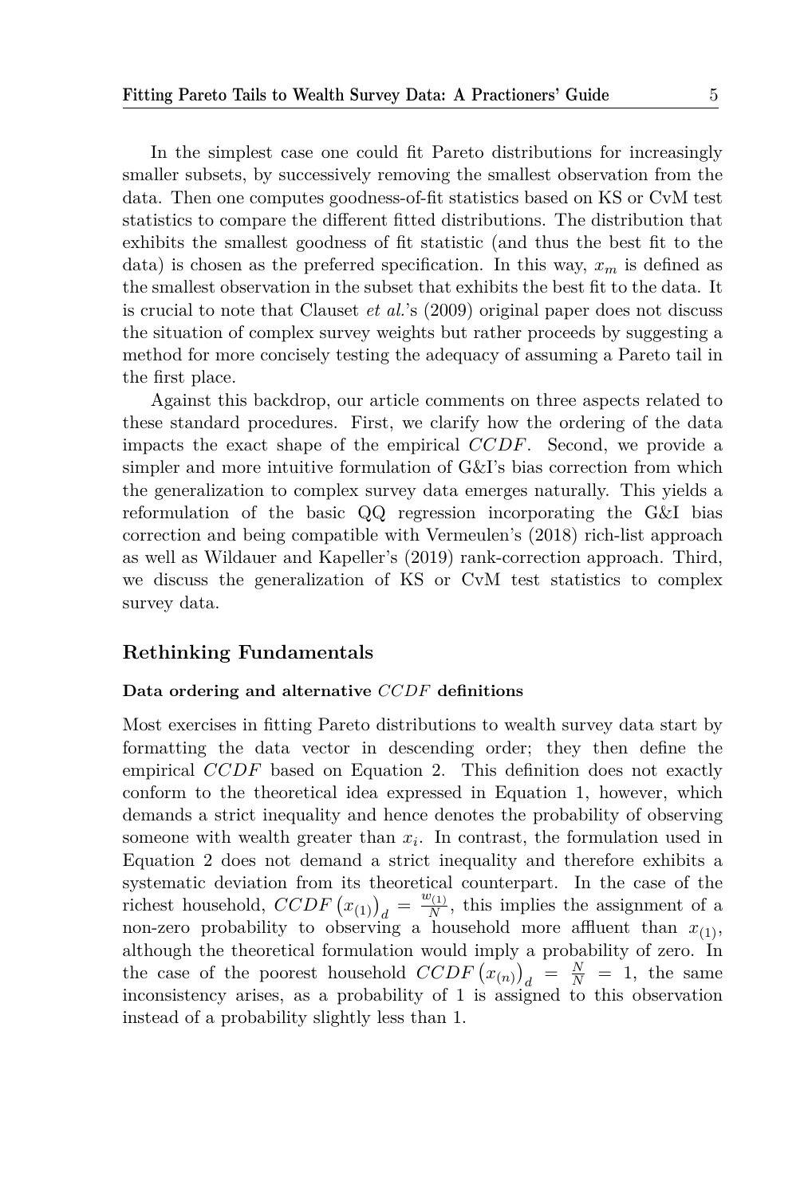In the simplest case one could fit Pareto distributions for increasingly smaller subsets, by successively removing the smallest observation from the data. Then one computes goodness-of-fit statistics based on KS or CvM test statistics to compare the different fitted distributions. The distribution that exhibits the smallest goodness of fit statistic (and thus the best fit to the data) is chosen as the preferred specification. In this way, $x_m$ is defined as the smallest observation in the subset that exhibits the best fit to the data. It is crucial to note that Clauset *et al.*'s (2009) original paper does not discuss the situation of complex survey weights but rather proceeds by suggesting a method for more concisely testing the adequacy of assuming a Pareto tail in the first place.

Against this backdrop, our article comments on three aspects related to these standard procedures. First, we clarify how the ordering of the data impacts the exact shape of the empirical $CCDF$. Second, we provide a simpler and more intuitive formulation of G&I's bias correction from which the generalization to complex survey data emerges naturally. This yields a reformulation of the basic QQ regression incorporating the G&I bias correction and being compatible with Vermeulen's (2018) rich-list approach as well as Wildauer and Kapeller's (2019) rank-correction approach. Third, we discuss the generalization of KS or CvM test statistics to complex survey data.

## Rethinking Fundamentals

### Data ordering and alternative $CCDF$ definitions

Most exercises in fitting Pareto distributions to wealth survey data start by formatting the data vector in descending order; they then define the empirical $CCDF$ based on Equation 2. This definition does not exactly conform to the theoretical idea expressed in Equation 1, however, which demands a strict inequality and hence denotes the probability of observing someone with wealth greater than $x_i$. In contrast, the formulation used in Equation 2 does not demand a strict inequality and therefore exhibits a systematic deviation from its theoretical counterpart. In the case of the richest household, $CCDF\left(x_{(1)}\right)_d = \frac{w_{(1)}}{N}$, this implies the assignment of a non-zero probability to observing a household more affluent than $x_{(1)}$, although the theoretical formulation would imply a probability of zero. In the case of the poorest household $CCDF\left(x_{(n)}\right)_d = \frac{N}{N} = 1$, the same inconsistency arises, as a probability of 1 is assigned to this observation instead of a probability slightly less than 1.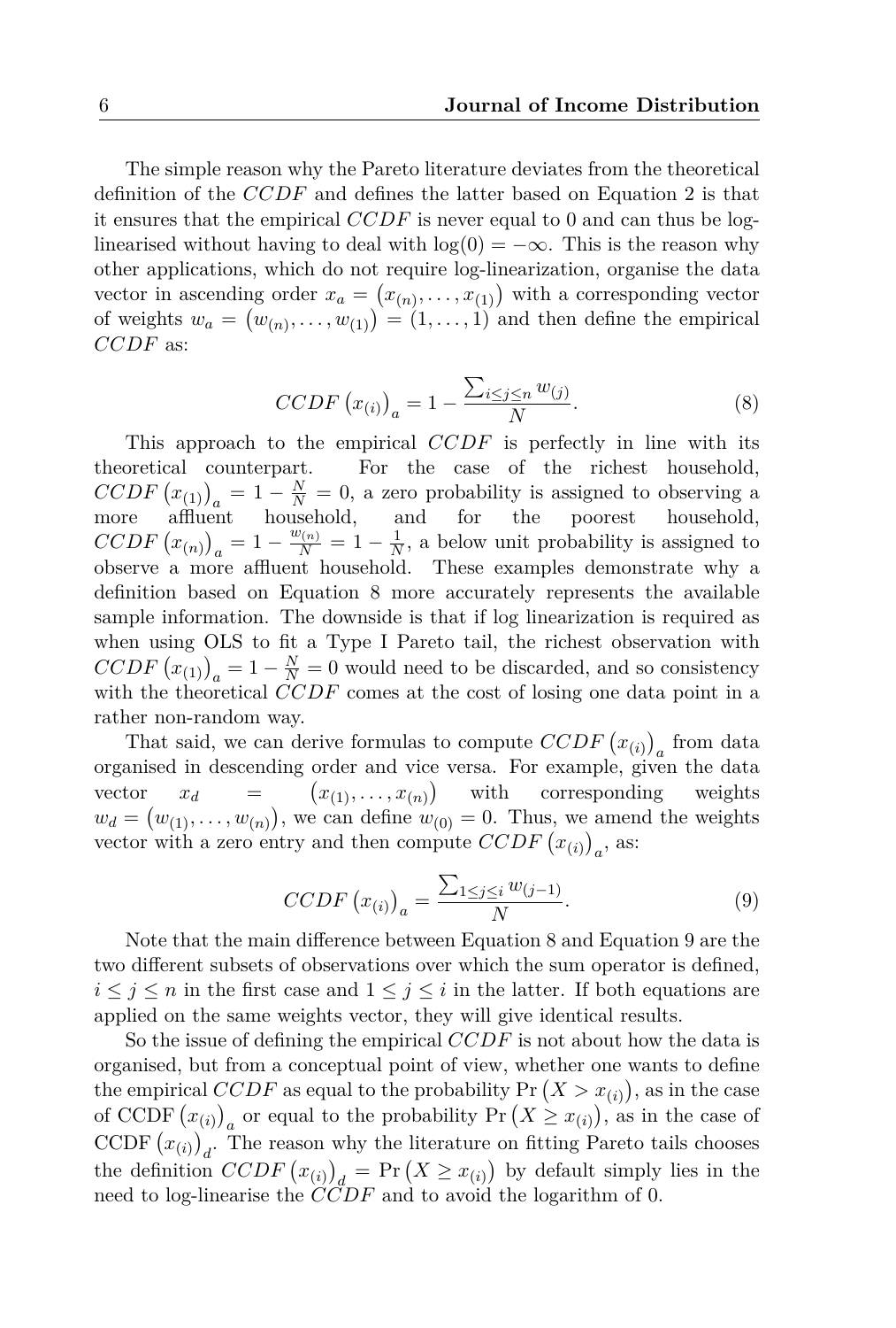The simple reason why the Pareto literature deviates from the theoretical definition of the $CCDF$ and defines the latter based on Equation 2 is that it ensures that the empirical $CCDF$ is never equal to 0 and can thus be log-linearised without having to deal with $\log(0) = -\infty$. This is the reason why other applications, which do not require log-linearization, organise the data vector in ascending order $x_a = \left(x_{(n)}, \ldots, x_{(1)}\right)$ with a corresponding vector of weights $w_a = \left(w_{(n)}, \ldots, w_{(1)}\right) = (1, \ldots, 1)$ and then define the empirical $CCDF$ as:

$$CCDF\left(x_{(i)}\right)_a = 1 - \frac{\sum_{i \le j \le n} w_{(j)}}{N}. \tag{8}$$

This approach to the empirical $CCDF$ is perfectly in line with its theoretical counterpart. For the case of the richest household, $CCDF\left(x_{(1)}\right)_a = 1 - \frac{N}{N} = 0$, a zero probability is assigned to observing a more affluent household, and for the poorest household, $CCDF\left(x_{(n)}\right)_a = 1 - \frac{w_{(n)}}{N} = 1 - \frac{1}{N}$, a below unit probability is assigned to observe a more affluent household. These examples demonstrate why a definition based on Equation 8 more accurately represents the available sample information. The downside is that if log linearization is required as when using OLS to fit a Type I Pareto tail, the richest observation with $CCDF\left(x_{(1)}\right)_a = 1 - \frac{N}{N} = 0$ would need to be discarded, and so consistency with the theoretical $CCDF$ comes at the cost of losing one data point in a rather non-random way.

That said, we can derive formulas to compute $CCDF\left(x_{(i)}\right)_a$ from data organised in descending order and vice versa. For example, given the data vector $x_d = \left(x_{(1)}, \ldots, x_{(n)}\right)$ with corresponding weights $w_d = \left(w_{(1)}, \ldots, w_{(n)}\right)$, we can define $w_{(0)} = 0$. Thus, we amend the weights vector with a zero entry and then compute $CCDF\left(x_{(i)}\right)_a$, as:

$$CCDF\left(x_{(i)}\right)_a = \frac{\sum_{1 \le j \le i} w_{(j-1)}}{N}. \tag{9}$$

Note that the main difference between Equation 8 and Equation 9 are the two different subsets of observations over which the sum operator is defined, $i \le j \le n$ in the first case and $1 \le j \le i$ in the latter. If both equations are applied on the same weights vector, they will give identical results.

So the issue of defining the empirical $CCDF$ is not about how the data is organised, but from a conceptual point of view, whether one wants to define the empirical $CCDF$ as equal to the probability $\Pr\left(X > x_{(i)}\right)$, as in the case of $\text{CCDF}\left(x_{(i)}\right)_a$ or equal to the probability $\Pr\left(X \ge x_{(i)}\right)$, as in the case of $\text{CCDF}\left(x_{(i)}\right)_d$. The reason why the literature on fitting Pareto tails chooses the definition $CCDF\left(x_{(i)}\right)_d = \Pr\left(X \ge x_{(i)}\right)$ by default simply lies in the need to log-linearise the $CCDF$ and to avoid the logarithm of 0.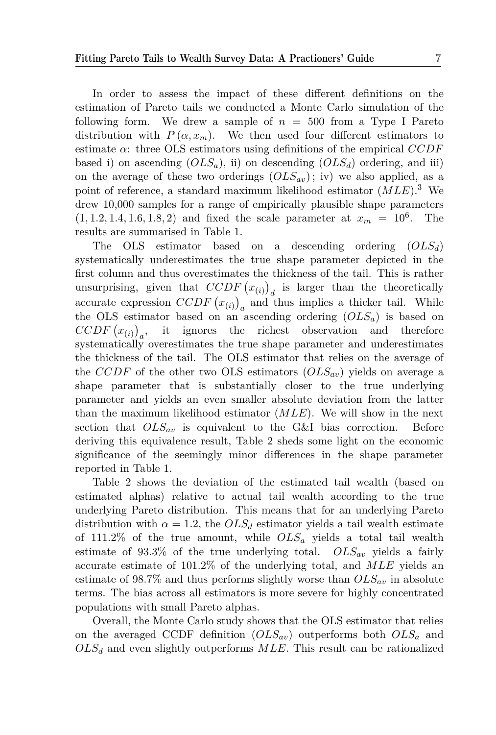In order to assess the impact of these different definitions on the estimation of Pareto tails we conducted a Monte Carlo simulation of the following form. We drew a sample of $n = 500$ from a Type I Pareto distribution with $P(\alpha, x_m)$. We then used four different estimators to estimate $\alpha$: three OLS estimators using definitions of the empirical $CCDF$ based i) on ascending ($OLS_a$), ii) on descending ($OLS_d$) ordering, and iii) on the average of these two orderings ($OLS_{av}$); iv) we also applied, as a point of reference, a standard maximum likelihood estimator ($MLE$).[3] We drew 10,000 samples for a range of empirically plausible shape parameters $(1, 1.2, 1.4, 1.6, 1.8, 2)$ and fixed the scale parameter at $x_m = 10^6$. The results are summarised in Table 1.

The OLS estimator based on a descending ordering ($OLS_d$) systematically underestimates the true shape parameter depicted in the first column and thus overestimates the thickness of the tail. This is rather unsurprising, given that $CCDF\left(x_{(i)}\right)_d$ is larger than the theoretically accurate expression $CCDF\left(x_{(i)}\right)_a$ and thus implies a thicker tail. While the OLS estimator based on an ascending ordering ($OLS_a$) is based on $CCDF\left(x_{(i)}\right)_a$, it ignores the richest observation and therefore systematically overestimates the true shape parameter and underestimates the thickness of the tail. The OLS estimator that relies on the average of the $CCDF$ of the other two OLS estimators ($OLS_{av}$) yields on average a shape parameter that is substantially closer to the true underlying parameter and yields an even smaller absolute deviation from the latter than the maximum likelihood estimator ($MLE$). We will show in the next section that $OLS_{av}$ is equivalent to the G&I bias correction. Before deriving this equivalence result, Table 2 sheds some light on the economic significance of the seemingly minor differences in the shape parameter reported in Table 1.

Table 2 shows the deviation of the estimated tail wealth (based on estimated alphas) relative to actual tail wealth according to the true underlying Pareto distribution. This means that for an underlying Pareto distribution with $\alpha = 1.2$, the $OLS_d$ estimator yields a tail wealth estimate of 111.2% of the true amount, while $OLS_a$ yields a total tail wealth estimate of 93.3% of the true underlying total. $OLS_{av}$ yields a fairly accurate estimate of 101.2% of the underlying total, and $MLE$ yields an estimate of 98.7% and thus performs slightly worse than $OLS_{av}$ in absolute terms. The bias across all estimators is more severe for highly concentrated populations with small Pareto alphas.

Overall, the Monte Carlo study shows that the OLS estimator that relies on the averaged CCDF definition ($OLS_{av}$) outperforms both $OLS_a$ and $OLS_d$ and even slightly outperforms $MLE$. This result can be rationalized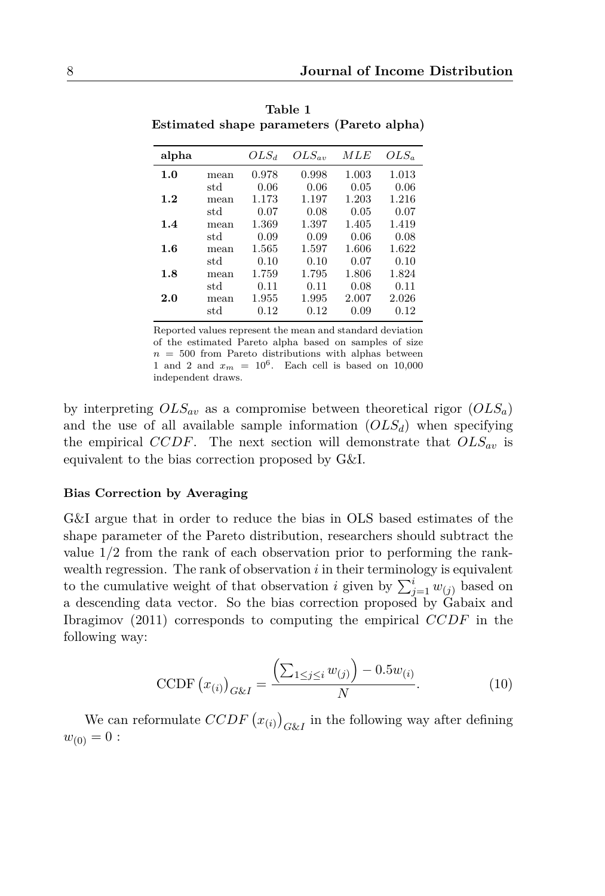**Table 1**
**Estimated shape parameters (Pareto alpha)**

| alpha | | $OLS_d$ | $OLS_{av}$ | $MLE$ | $OLS_a$ |
|---|---|---|---|---|---|
| **1.0** | mean | 0.978 | 0.998 | 1.003 | 1.013 |
| | std | 0.06 | 0.06 | 0.05 | 0.06 |
| **1.2** | mean | 1.173 | 1.197 | 1.203 | 1.216 |
| | std | 0.07 | 0.08 | 0.05 | 0.07 |
| **1.4** | mean | 1.369 | 1.397 | 1.405 | 1.419 |
| | std | 0.09 | 0.09 | 0.06 | 0.08 |
| **1.6** | mean | 1.565 | 1.597 | 1.606 | 1.622 |
| | std | 0.10 | 0.10 | 0.07 | 0.10 |
| **1.8** | mean | 1.759 | 1.795 | 1.806 | 1.824 |
| | std | 0.11 | 0.11 | 0.08 | 0.11 |
| **2.0** | mean | 1.955 | 1.995 | 2.007 | 2.026 |
| | std | 0.12 | 0.12 | 0.09 | 0.12 |

Reported values represent the mean and standard deviation of the estimated Pareto alpha based on samples of size $n = 500$ from Pareto distributions with alphas between 1 and 2 and $x_m = 10^6$. Each cell is based on 10,000 independent draws.

by interpreting $OLS_{av}$ as a compromise between theoretical rigor ($OLS_a$) and the use of all available sample information ($OLS_d$) when specifying the empirical $CCDF$. The next section will demonstrate that $OLS_{av}$ is equivalent to the bias correction proposed by G&I.

#### Bias Correction by Averaging

G&I argue that in order to reduce the bias in OLS based estimates of the shape parameter of the Pareto distribution, researchers should subtract the value 1/2 from the rank of each observation prior to performing the rank-wealth regression. The rank of observation $i$ in their terminology is equivalent to the cumulative weight of that observation $i$ given by $\sum_{j=1}^{i} w_{(j)}$ based on a descending data vector. So the bias correction proposed by Gabaix and Ibragimov (2011) corresponds to computing the empirical $CCDF$ in the following way:

$$\text{CCDF}\left(x_{(i)}\right)_{G\&I} = \frac{\left(\sum_{1 \leq j \leq i} w_{(j)}\right) - 0.5 w_{(i)}}{N}. \tag{10}$$

We can reformulate $CCDF\left(x_{(i)}\right)_{G\&I}$ in the following way after defining $w_{(0)} = 0$ :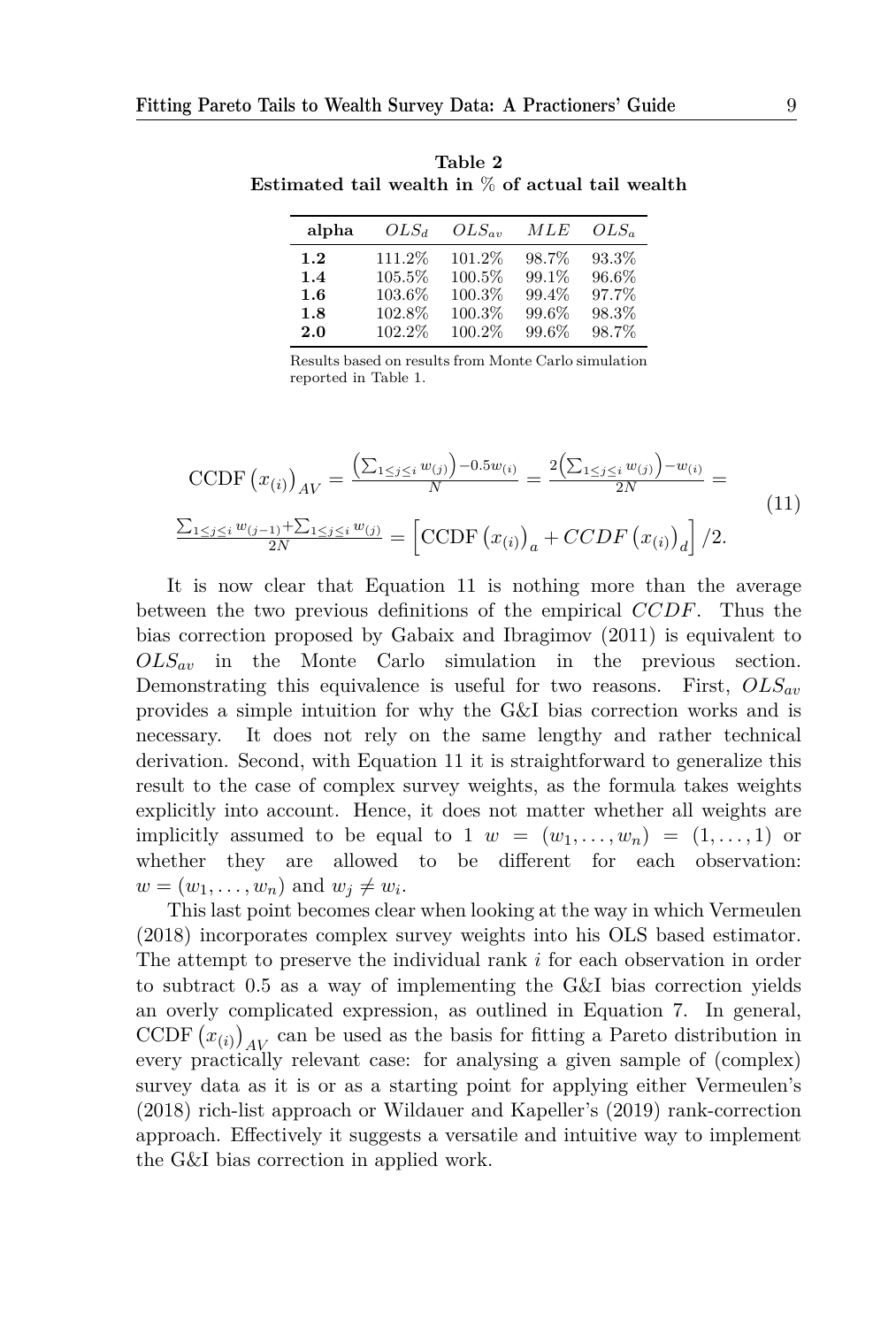**Table 2**
**Estimated tail wealth in % of actual tail wealth**

| alpha | $OLS_d$ | $OLS_{av}$ | $MLE$ | $OLS_a$ |
|---|---|---|---|---|
| **1.2** | 111.2% | 101.2% | 98.7% | 93.3% |
| **1.4** | 105.5% | 100.5% | 99.1% | 96.6% |
| **1.6** | 103.6% | 100.3% | 99.4% | 97.7% |
| **1.8** | 102.8% | 100.3% | 99.6% | 98.3% |
| **2.0** | 102.2% | 100.2% | 99.6% | 98.7% |

Results based on results from Monte Carlo simulation reported in Table 1.

$$
\begin{aligned}
\text{CCDF}\left(x_{(i)}\right)_{AV} &= \frac{\left(\sum_{1\leq j\leq i} w_{(j)}\right) - 0.5 w_{(i)}}{N} = \frac{2\left(\sum_{1\leq j\leq i} w_{(j)}\right) - w_{(i)}}{2N} = \\
\frac{\sum_{1\leq j\leq i} w_{(j-1)} + \sum_{1\leq j\leq i} w_{(j)}}{2N} &= \left[\text{CCDF}\left(x_{(i)}\right)_{a} + CCDF\left(x_{(i)}\right)_{d}\right]/2.
\end{aligned}
\tag{11}
$$

It is now clear that Equation 11 is nothing more than the average between the two previous definitions of the empirical $CCDF$. Thus the bias correction proposed by Gabaix and Ibragimov (2011) is equivalent to $OLS_{av}$ in the Monte Carlo simulation in the previous section. Demonstrating this equivalence is useful for two reasons. First, $OLS_{av}$ provides a simple intuition for why the G&I bias correction works and is necessary. It does not rely on the same lengthy and rather technical derivation. Second, with Equation 11 it is straightforward to generalize this result to the case of complex survey weights, as the formula takes weights explicitly into account. Hence, it does not matter whether all weights are implicitly assumed to be equal to 1 $w = (w_1, \ldots, w_n) = (1, \ldots, 1)$ or whether they are allowed to be different for each observation: $w = (w_1, \ldots, w_n)$ and $w_j \neq w_i$.

This last point becomes clear when looking at the way in which Vermeulen (2018) incorporates complex survey weights into his OLS based estimator. The attempt to preserve the individual rank $i$ for each observation in order to subtract 0.5 as a way of implementing the G&I bias correction yields an overly complicated expression, as outlined in Equation 7. In general, $\text{CCDF}\left(x_{(i)}\right)_{AV}$ can be used as the basis for fitting a Pareto distribution in every practically relevant case: for analysing a given sample of (complex) survey data as it is or as a starting point for applying either Vermeulen's (2018) rich-list approach or Wildauer and Kapeller's (2019) rank-correction approach. Effectively it suggests a versatile and intuitive way to implement the G&I bias correction in applied work.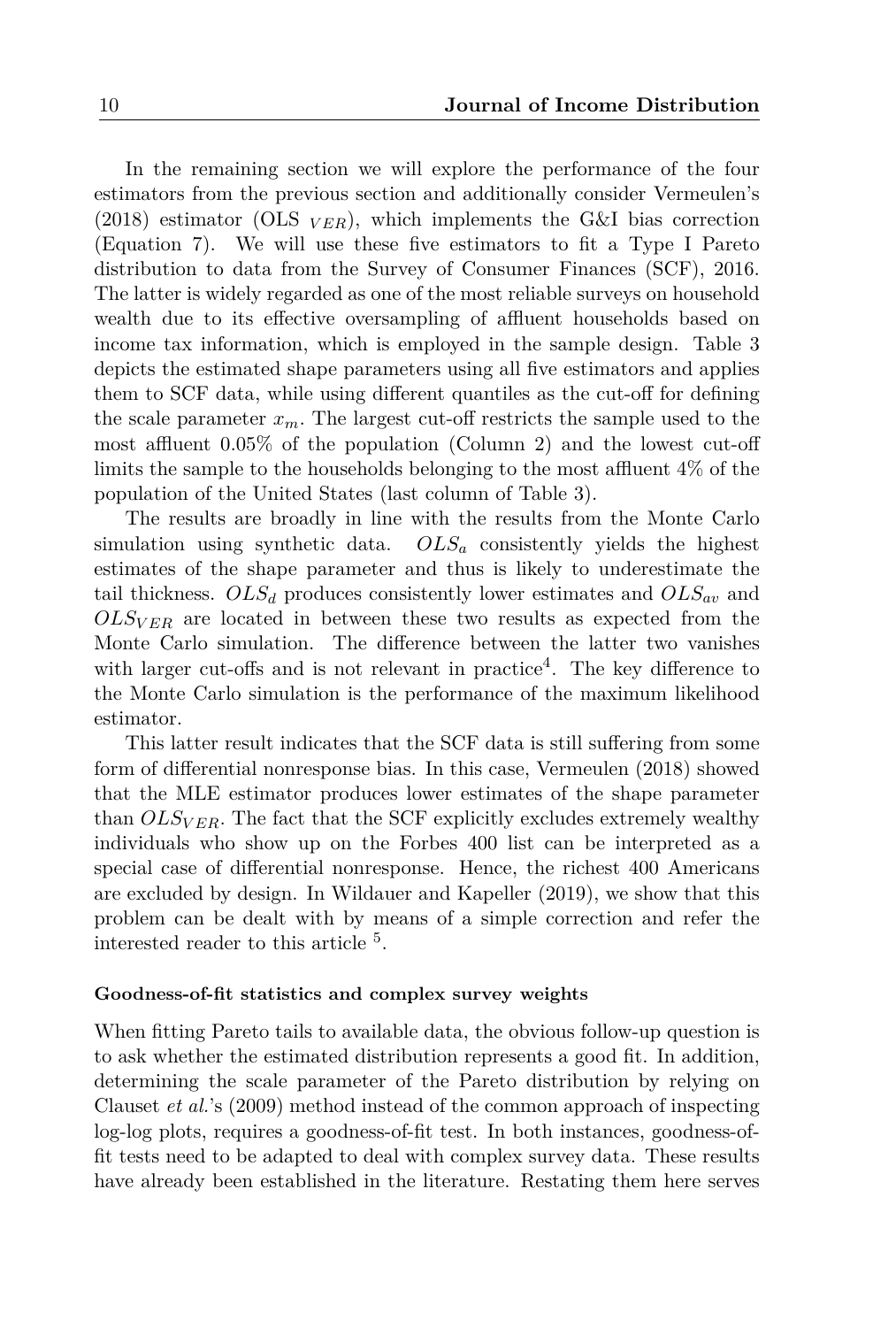In the remaining section we will explore the performance of the four estimators from the previous section and additionally consider Vermeulen's (2018) estimator (OLS $_{VER}$), which implements the G&I bias correction (Equation 7). We will use these five estimators to fit a Type I Pareto distribution to data from the Survey of Consumer Finances (SCF), 2016. The latter is widely regarded as one of the most reliable surveys on household wealth due to its effective oversampling of affluent households based on income tax information, which is employed in the sample design. Table 3 depicts the estimated shape parameters using all five estimators and applies them to SCF data, while using different quantiles as the cut-off for defining the scale parameter $x_m$. The largest cut-off restricts the sample used to the most affluent 0.05% of the population (Column 2) and the lowest cut-off limits the sample to the households belonging to the most affluent 4% of the population of the United States (last column of Table 3).

The results are broadly in line with the results from the Monte Carlo simulation using synthetic data. $OLS_a$ consistently yields the highest estimates of the shape parameter and thus is likely to underestimate the tail thickness. $OLS_d$ produces consistently lower estimates and $OLS_{av}$ and $OLS_{VER}$ are located in between these two results as expected from the Monte Carlo simulation. The difference between the latter two vanishes with larger cut-offs and is not relevant in practice[4]. The key difference to the Monte Carlo simulation is the performance of the maximum likelihood estimator.

This latter result indicates that the SCF data is still suffering from some form of differential nonresponse bias. In this case, Vermeulen (2018) showed that the MLE estimator produces lower estimates of the shape parameter than $OLS_{VER}$. The fact that the SCF explicitly excludes extremely wealthy individuals who show up on the Forbes 400 list can be interpreted as a special case of differential nonresponse. Hence, the richest 400 Americans are excluded by design. In Wildauer and Kapeller (2019), we show that this problem can be dealt with by means of a simple correction and refer the interested reader to this article [5].

#### Goodness-of-fit statistics and complex survey weights

When fitting Pareto tails to available data, the obvious follow-up question is to ask whether the estimated distribution represents a good fit. In addition, determining the scale parameter of the Pareto distribution by relying on Clauset *et al.*'s (2009) method instead of the common approach of inspecting log-log plots, requires a goodness-of-fit test. In both instances, goodness-of-fit tests need to be adapted to deal with complex survey data. These results have already been established in the literature. Restating them here serves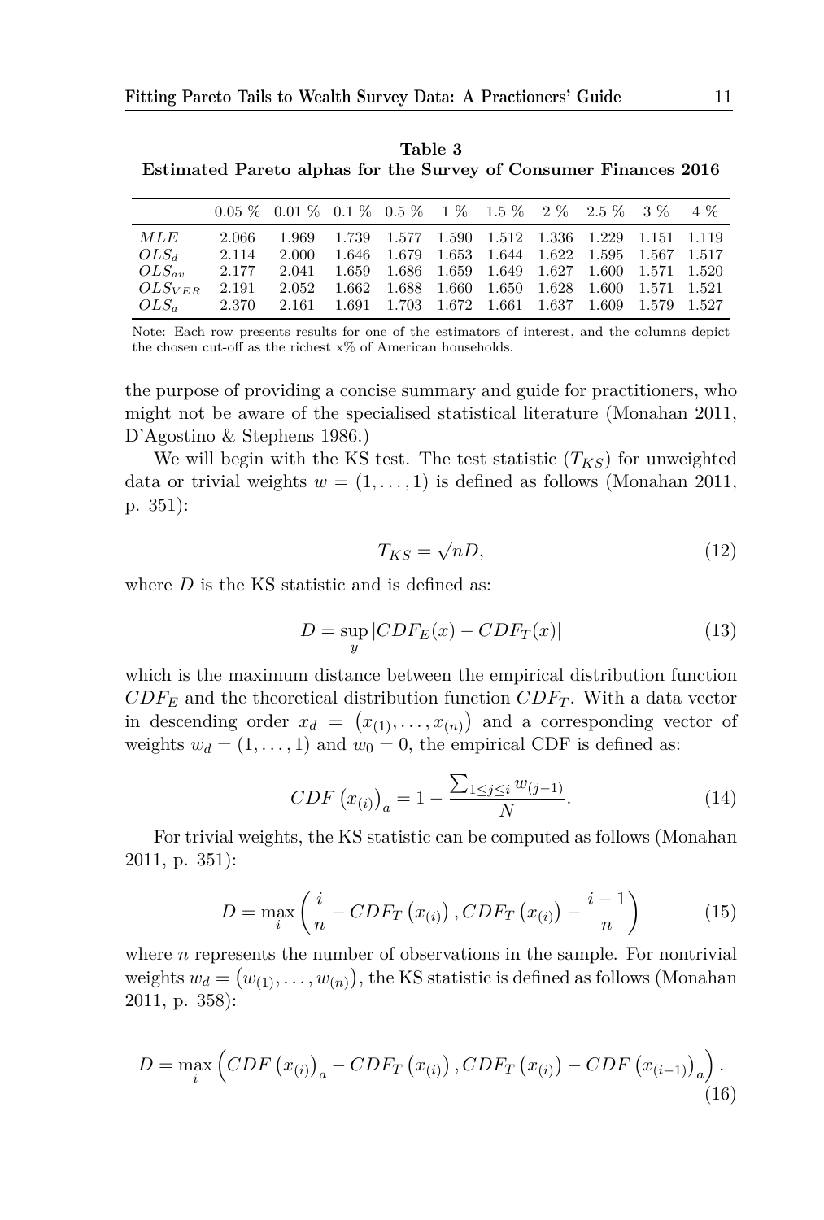**Table 3**
**Estimated Pareto alphas for the Survey of Consumer Finances 2016**

| | 0.05 % | 0.01 % | 0.1 % | 0.5 % | 1 % | 1.5 % | 2 % | 2.5 % | 3 % | 4 % |
|---|---|---|---|---|---|---|---|---|---|---|
| $MLE$ | 2.066 | 1.969 | 1.739 | 1.577 | 1.590 | 1.512 | 1.336 | 1.229 | 1.151 | 1.119 |
| $OLS_d$ | 2.114 | 2.000 | 1.646 | 1.679 | 1.653 | 1.644 | 1.622 | 1.595 | 1.567 | 1.517 |
| $OLS_{av}$ | 2.177 | 2.041 | 1.659 | 1.686 | 1.659 | 1.649 | 1.627 | 1.600 | 1.571 | 1.520 |
| $OLS_{VER}$ | 2.191 | 2.052 | 1.662 | 1.688 | 1.660 | 1.650 | 1.628 | 1.600 | 1.571 | 1.521 |
| $OLS_a$ | 2.370 | 2.161 | 1.691 | 1.703 | 1.672 | 1.661 | 1.637 | 1.609 | 1.579 | 1.527 |

Note: Each row presents results for one of the estimators of interest, and the columns depict the chosen cut-off as the richest x% of American households.

the purpose of providing a concise summary and guide for practitioners, who might not be aware of the specialised statistical literature (Monahan 2011, D'Agostino & Stephens 1986.)

We will begin with the KS test. The test statistic ($T_{KS}$) for unweighted data or trivial weights $w = (1, \ldots, 1)$ is defined as follows (Monahan 2011, p. 351):

$$T_{KS} = \sqrt{n}D, \tag{12}$$

where $D$ is the KS statistic and is defined as:

$$D = \sup_{y} |CDF_E(x) - CDF_T(x)| \tag{13}$$

which is the maximum distance between the empirical distribution function $CDF_E$ and the theoretical distribution function $CDF_T$. With a data vector in descending order $x_d = \left(x_{(1)}, \ldots, x_{(n)}\right)$ and a corresponding vector of weights $w_d = (1, \ldots, 1)$ and $w_0 = 0$, the empirical CDF is defined as:

$$CDF\left(x_{(i)}\right)_a = 1 - \frac{\sum_{1 \leq j \leq i} w_{(j-1)}}{N}. \tag{14}$$

For trivial weights, the KS statistic can be computed as follows (Monahan 2011, p. 351):

$$D = \max_{i} \left( \frac{i}{n} - CDF_T\left(x_{(i)}\right), CDF_T\left(x_{(i)}\right) - \frac{i-1}{n} \right) \tag{15}$$

where $n$ represents the number of observations in the sample. For nontrivial weights $w_d = \left(w_{(1)}, \ldots, w_{(n)}\right)$, the KS statistic is defined as follows (Monahan 2011, p. 358):

$$D = \max_{i} \left( CDF\left(x_{(i)}\right)_a - CDF_T\left(x_{(i)}\right), CDF_T\left(x_{(i)}\right) - CDF\left(x_{(i-1)}\right)_a \right). \tag{16}$$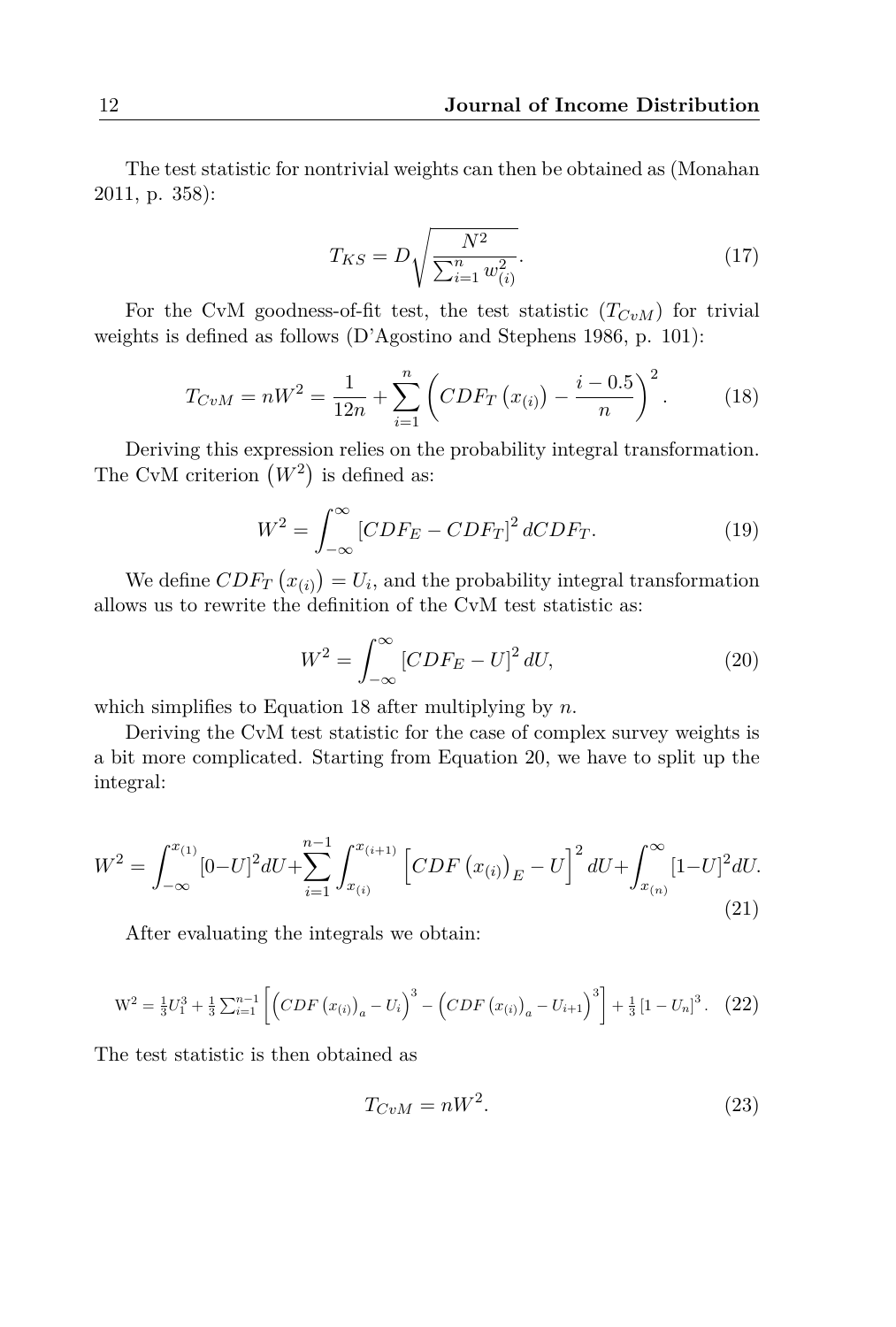The test statistic for nontrivial weights can then be obtained as (Monahan 2011, p. 358):

$$T_{KS} = D\sqrt{\frac{N^2}{\sum_{i=1}^{n} w_{(i)}^2}}. \tag{17}$$

For the CvM goodness-of-fit test, the test statistic ($T_{CvM}$) for trivial weights is defined as follows (D'Agostino and Stephens 1986, p. 101):

$$T_{CvM} = nW^2 = \frac{1}{12n} + \sum_{i=1}^{n}\left(CDF_T\left(x_{(i)}\right) - \frac{i-0.5}{n}\right)^2. \tag{18}$$

Deriving this expression relies on the probability integral transformation. The CvM criterion $\left(W^2\right)$ is defined as:

$$W^2 = \int_{-\infty}^{\infty}\left[CDF_E - CDF_T\right]^2 dCDF_T. \tag{19}$$

We define $CDF_T\left(x_{(i)}\right) = U_i$, and the probability integral transformation allows us to rewrite the definition of the CvM test statistic as:

$$W^2 = \int_{-\infty}^{\infty}\left[CDF_E - U\right]^2 dU, \tag{20}$$

which simplifies to Equation 18 after multiplying by $n$.

Deriving the CvM test statistic for the case of complex survey weights is a bit more complicated. Starting from Equation 20, we have to split up the integral:

$$W^2 = \int_{-\infty}^{x_{(1)}}[0-U]^2dU + \sum_{i=1}^{n-1}\int_{x_{(i)}}^{x_{(i+1)}}\left[CDF\left(x_{(i)}\right)_E - U\right]^2 dU + \int_{x_{(n)}}^{\infty}[1-U]^2dU. \tag{21}$$

After evaluating the integrals we obtain:

$$\mathrm{W}^2 = \tfrac{1}{3}U_1^3 + \tfrac{1}{3}\sum_{i=1}^{n-1}\left[\left(CDF\left(x_{(i)}\right)_a - U_i\right)^3 - \left(CDF\left(x_{(i)}\right)_a - U_{i+1}\right)^3\right] + \tfrac{1}{3}\left[1-U_n\right]^3. \tag{22}$$

The test statistic is then obtained as

$$T_{CvM} = nW^2. \tag{23}$$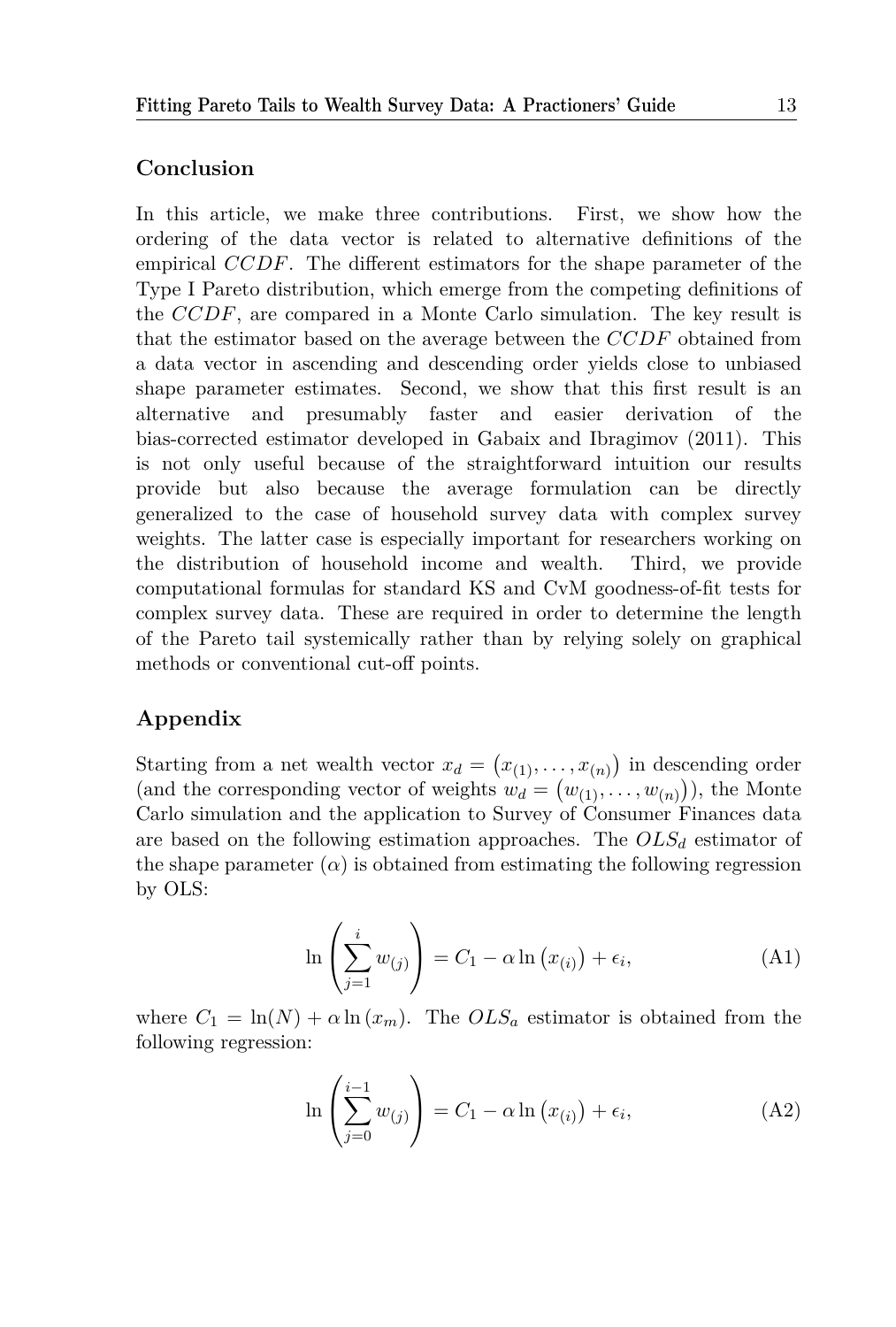## Conclusion

In this article, we make three contributions. First, we show how the ordering of the data vector is related to alternative definitions of the empirical $CCDF$. The different estimators for the shape parameter of the Type I Pareto distribution, which emerge from the competing definitions of the $CCDF$, are compared in a Monte Carlo simulation. The key result is that the estimator based on the average between the $CCDF$ obtained from a data vector in ascending and descending order yields close to unbiased shape parameter estimates. Second, we show that this first result is an alternative and presumably faster and easier derivation of the bias-corrected estimator developed in Gabaix and Ibragimov (2011). This is not only useful because of the straightforward intuition our results provide but also because the average formulation can be directly generalized to the case of household survey data with complex survey weights. The latter case is especially important for researchers working on the distribution of household income and wealth. Third, we provide computational formulas for standard KS and CvM goodness-of-fit tests for complex survey data. These are required in order to determine the length of the Pareto tail systemically rather than by relying solely on graphical methods or conventional cut-off points.

## Appendix

Starting from a net wealth vector $x_d = \left(x_{(1)}, \ldots, x_{(n)}\right)$ in descending order (and the corresponding vector of weights $w_d = \left(w_{(1)}, \ldots, w_{(n)}\right)$), the Monte Carlo simulation and the application to Survey of Consumer Finances data are based on the following estimation approaches. The $OLS_d$ estimator of the shape parameter ($\alpha$) is obtained from estimating the following regression by OLS:

$$\ln\left(\sum_{j=1}^{i} w_{(j)}\right) = C_1 - \alpha \ln\left(x_{(i)}\right) + \epsilon_i, \tag{A1}$$

where $C_1 = \ln(N) + \alpha \ln\left(x_m\right)$. The $OLS_a$ estimator is obtained from the following regression:

$$\ln\left(\sum_{j=0}^{i-1} w_{(j)}\right) = C_1 - \alpha \ln\left(x_{(i)}\right) + \epsilon_i, \tag{A2}$$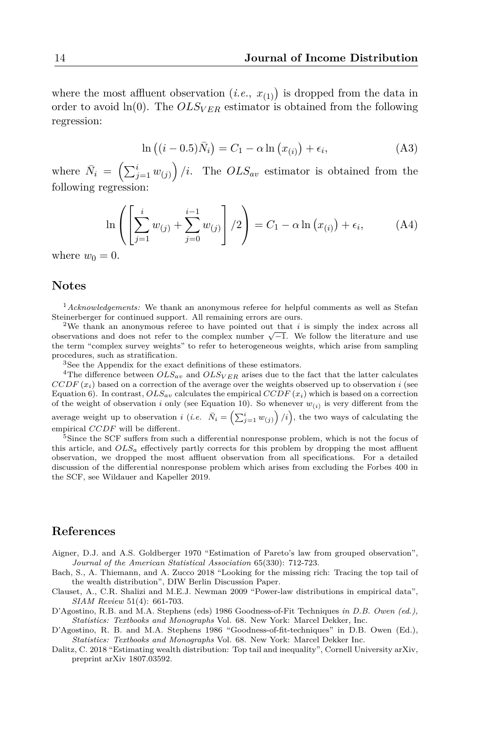where the most affluent observation ($i.e.,\ x_{(1)}$) is dropped from the data in order to avoid ln(0). The $OLS_{VER}$ estimator is obtained from the following regression:

$$\ln\left((i-0.5)\bar{N}_i\right) = C_1 - \alpha \ln\left(x_{(i)}\right) + \epsilon_i, \tag{A3}$$

where $\bar{N}_i = \left(\sum_{j=1}^{i} w_{(j)}\right)/i$. The $OLS_{av}$ estimator is obtained from the following regression:

$$\ln\left(\left[\sum_{j=1}^{i} w_{(j)} + \sum_{j=0}^{i-1} w_{(j)}\right]/2\right) = C_1 - \alpha \ln\left(x_{(i)}\right) + \epsilon_i, \tag{A4}$$

where $w_0 = 0$.

## Notes

[1] *Acknowledgements:* We thank an anonymous referee for helpful comments as well as Stefan Steinerberger for continued support. All remaining errors are ours.

[2] We thank an anonymous referee to have pointed out that $i$ is simply the index across all observations and does not refer to the complex number $\sqrt{-1}$. We follow the literature and use the term "complex survey weights" to refer to heterogeneous weights, which arise from sampling procedures, such as stratification.

[3] See the Appendix for the exact definitions of these estimators.

[4] The difference between $OLS_{av}$ and $OLS_{VER}$ arises due to the fact that the latter calculates $CCDF(x_i)$ based on a correction of the average over the weights observed up to observation $i$ (see Equation 6). In contrast, $OLS_{av}$ calculates the empirical $CCDF(x_i)$ which is based on a correction of the weight of observation $i$ only (see Equation 10). So whenever $w_{(i)}$ is very different from the average weight up to observation $i$ (*i.e.* $\bar{N}_i = \left(\sum_{j=1}^{i} w_{(j)}\right)/i$), the two ways of calculating the empirical $CCDF$ will be different.

[5] Since the SCF suffers from such a differential nonresponse problem, which is not the focus of this article, and $OLS_a$ effectively partly corrects for this problem by dropping the most affluent observation, we dropped the most affluent observation from all specifications. For a detailed discussion of the differential nonresponse problem which arises from excluding the Forbes 400 in the SCF, see Wildauer and Kapeller 2019.

## References

Aigner, D.J. and A.S. Goldberger 1970 "Estimation of Pareto's law from grouped observation", *Journal of the American Statistical Association* 65(330): 712-723.

Bach, S., A. Thiemann, and A. Zucco 2018 "Looking for the missing rich: Tracing the top tail of the wealth distribution", DIW Berlin Discussion Paper.

Clauset, A., C.R. Shalizi and M.E.J. Newman 2009 "Power-law distributions in empirical data", *SIAM Review* 51(4): 661-703.

D'Agostino, R.B. and M.A. Stephens (eds) 1986 Goodness-of-Fit Techniques *in D.B. Owen (ed.), Statistics: Textbooks and Monographs* Vol. 68. New York: Marcel Dekker, Inc.

D'Agostino, R. B. and M.A. Stephens 1986 "Goodness-of-fit-techniques" in D.B. Owen (Ed.), *Statistics: Textbooks and Monographs* Vol. 68. New York: Marcel Dekker Inc.

Dalitz, C. 2018 "Estimating wealth distribution: Top tail and inequality", Cornell University arXiv, preprint arXiv 1807.03592.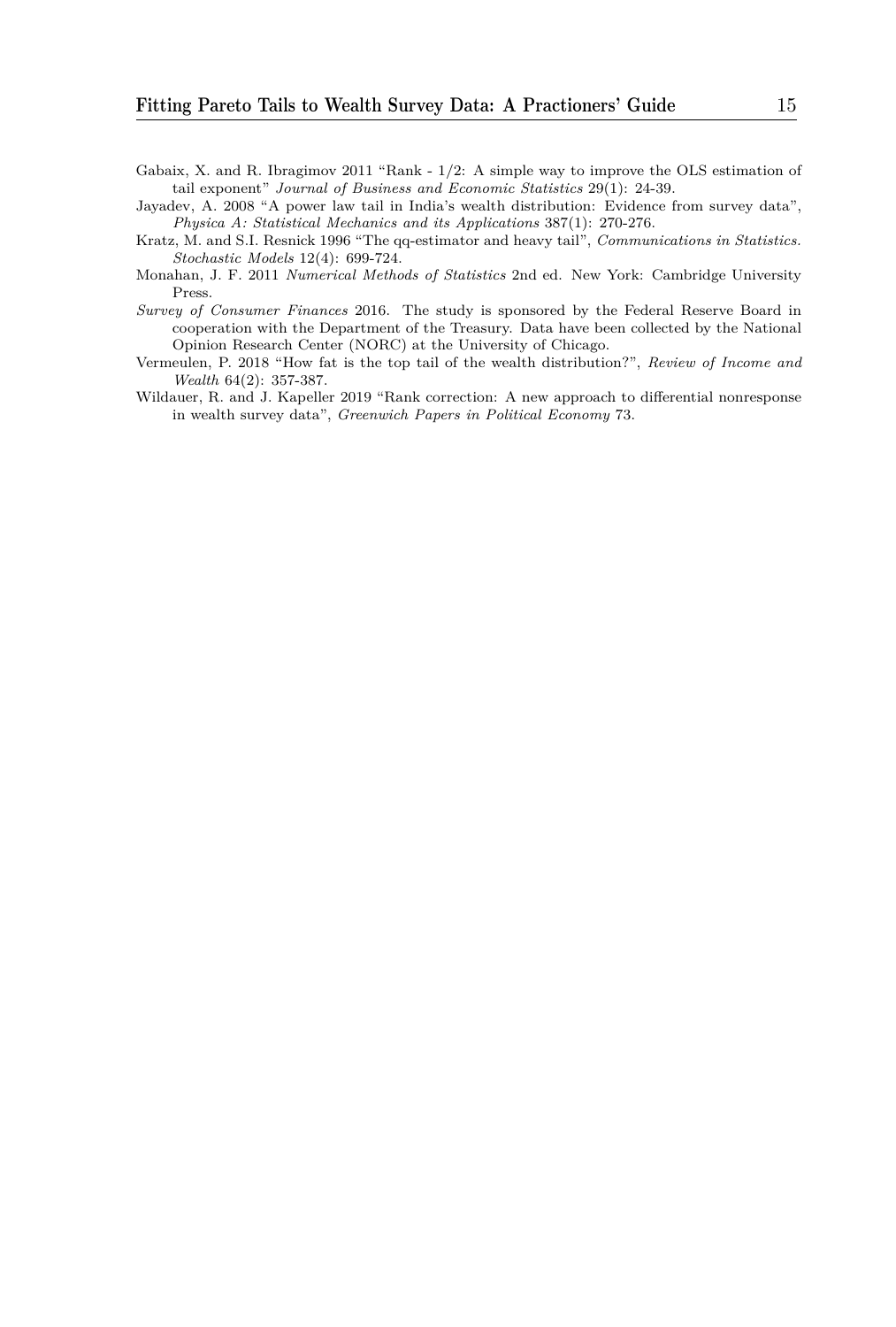Gabaix, X. and R. Ibragimov 2011 "Rank - 1/2: A simple way to improve the OLS estimation of tail exponent" *Journal of Business and Economic Statistics* 29(1): 24-39.

Jayadev, A. 2008 "A power law tail in India's wealth distribution: Evidence from survey data", *Physica A: Statistical Mechanics and its Applications* 387(1): 270-276.

Kratz, M. and S.I. Resnick 1996 "The qq-estimator and heavy tail", *Communications in Statistics. Stochastic Models* 12(4): 699-724.

Monahan, J. F. 2011 *Numerical Methods of Statistics* 2nd ed. New York: Cambridge University Press.

*Survey of Consumer Finances* 2016. The study is sponsored by the Federal Reserve Board in cooperation with the Department of the Treasury. Data have been collected by the National Opinion Research Center (NORC) at the University of Chicago.

Vermeulen, P. 2018 "How fat is the top tail of the wealth distribution?", *Review of Income and Wealth* 64(2): 357-387.

Wildauer, R. and J. Kapeller 2019 "Rank correction: A new approach to differential nonresponse in wealth survey data", *Greenwich Papers in Political Economy* 73.